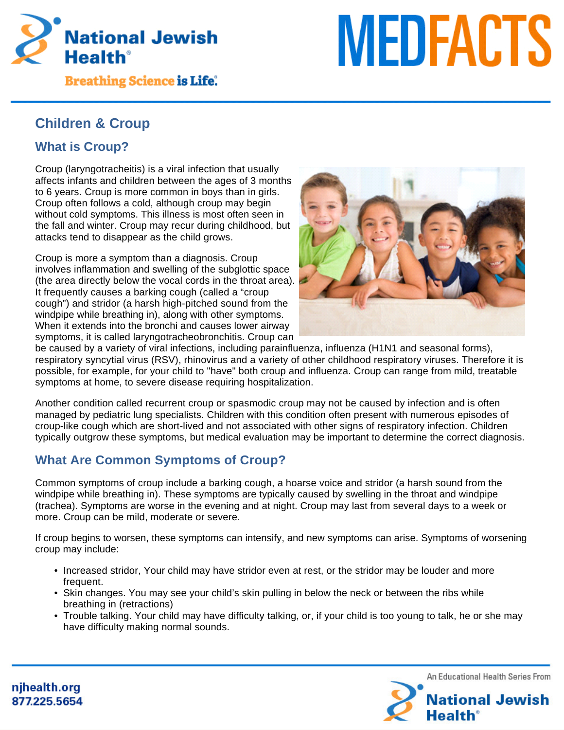# Children & Croup

## What is Croup?

Croup (laryngotracheitis) is a viral infection that usually affects infants and children between the ages of 3 months to 6 years. Croup is more common in boys than in girls. Croup often follows a cold, although croup may begin without cold symptoms. This illness is most often seen in the fall and winter. Croup may recur during childhood, but attacks tend to disappear as the child grows.

Croup is more a symptom than a diagnosis. Croup involves inflammation and swelling of the subglottic space (the area directly below the vocal cords in the throat area). It frequently causes a barking cough (called a "croup cough") and stridor (a harsh high-pitched sound from the windpipe while breathing in), along with other symptoms. When it extends into the bronchi and causes lower airway symptoms, it is called laryngotracheobronchitis. Croup can be caused by a variety of viral infections, including parainfluenza, influenza (H1N1 and seasonal forms), respiratory syncytial virus (RSV), rhinovirus and a variety of other childhood respiratory viruses. Therefore it is possible, for example, for your child to "have" both croup and influenza. Croup can range from mild, treatable symptoms at home, to severe disease requiring hospitalization.

Another condition called recurrent croup or spasmodic croup may not be caused by infection and is often managed by pediatric lung specialists. Children with this condition often present with numerous episodes of croup-like cough which are short-lived and not associated with other signs of respiratory infection. Children typically outgrow these symptoms, but medical evaluation may be important to determine the correct diagnosis.

## What Are Common Symptoms of Croup?

Common symptoms of croup include a barking cough, a hoarse voice and stridor (a harsh sound from the windpipe while breathing in). These symptoms are typically caused by swelling in the throat and windpipe (trachea). Symptoms are worse in the evening and at night. Croup may last from several days to a week or more. Croup can be mild, moderate or severe.

If croup begins to worsen, these symptoms can intensify, and new symptoms can arise. Symptoms of worsening croup may include:

- Increased stridor, Your child may have stridor even at rest, or the stridor may be louder and more frequent.
- Skin changes. You may see your child's skin pulling in below the neck or between the ribs while breathing in (retractions)
- Trouble talking. Your child may have difficulty talking, or, if your child is too young to talk, he or she may have difficulty making normal sounds.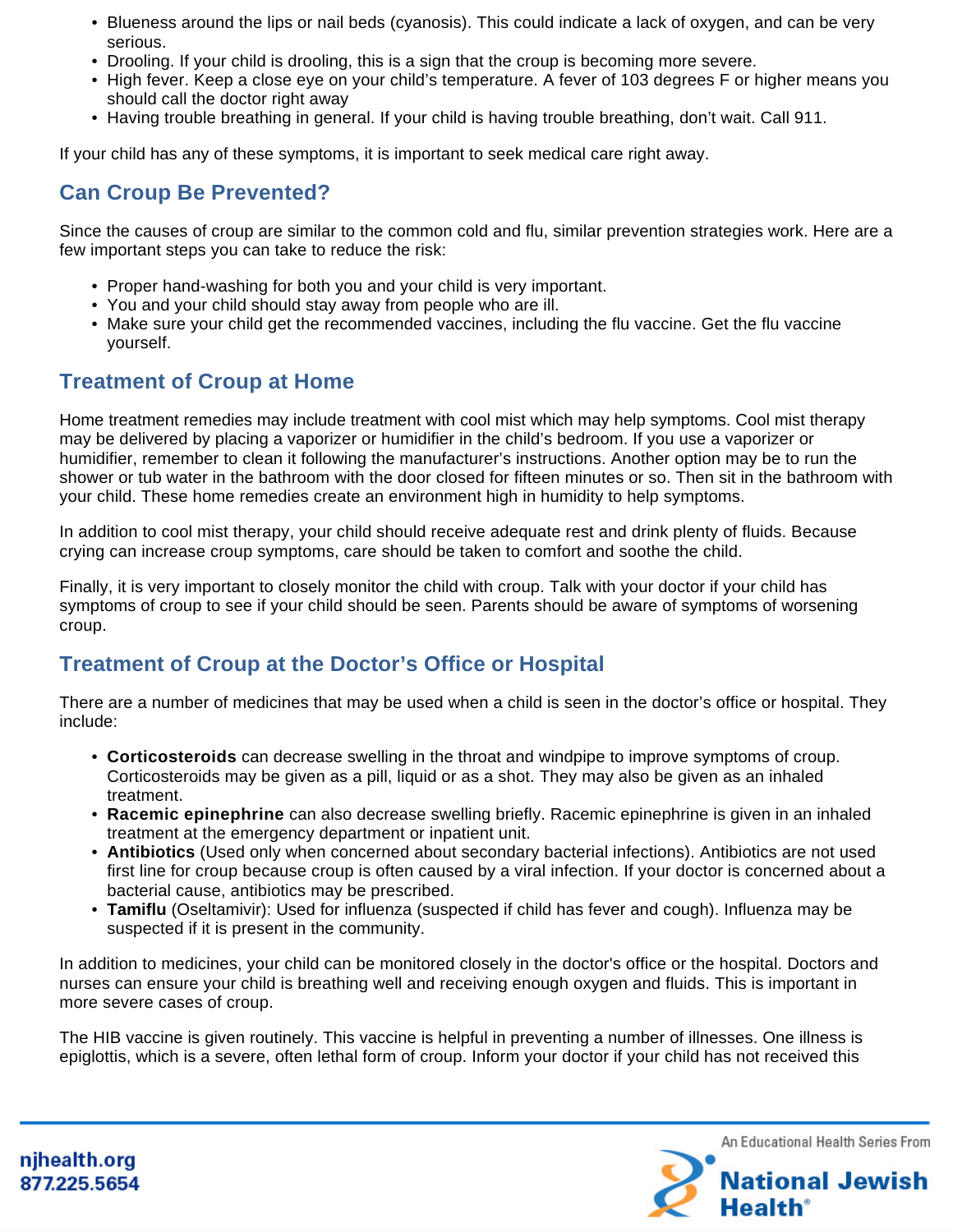- Blueness around the lips or nail beds (cyanosis). This could indicate a lack of oxygen, and can be very serious.
- Drooling. If your child is drooling, this is a sign that the croup is becoming more severe.
- High fever. Keep a close eye on your child's temperature. A fever of 103 degrees F or higher means you should call the doctor right away
- Having trouble breathing in general. If your child is having trouble breathing, don't wait. Call 911.

If your child has any of these symptoms, it is important to seek medical care right away.

## Can Croup Be Prevented?

Since the causes of croup are similar to the common cold and flu, similar prevention strategies work. Here are a few important steps you can take to reduce the risk:

- Proper hand-washing for both you and your child is very important.
- You and your child should stay away from people who are ill.
- Make sure your child get the recommended vaccines, including the flu vaccine. Get the flu vaccine yourself.

## Treatment of Croup at Home

Home treatment remedies may include treatment with cool mist which may help symptoms. Cool mist therapy may be delivered by placing a vaporizer or humidifier in the child's bedroom. If you use a vaporizer or humidifier, remember to clean it following the manufacturer's instructions. Another option may be to run the shower or tub water in the bathroom with the door closed for fifteen minutes or so. Then sit in the bathroom with your child. These home remedies create an environment high in humidity to help symptoms.

In addition to cool mist therapy, your child should receive adequate rest and drink plenty of fluids. Because crying can increase croup symptoms, care should be taken to comfort and soothe the child.

Finally, it is very important to closely monitor the child with croup. Talk with your doctor if your child has symptoms of croup to see if your child should be seen. Parents should be aware of symptoms of worsening croup.

## Treatment of Croup at the Doctor's Office or Hospital

There are a number of medicines that may be used when a child is seen in the doctor's office or hospital. They include:

- **Corticosteroids** can decrease swelling in the throat and windpipe to improve symptoms of croup. Corticosteroids may be given as a pill, liquid or as a shot. They may also be given as an inhaled treatment.
- **Racemic epinephrine** can also decrease swelling briefly. Racemic epinephrine is given in an inhaled treatment at the emergency department or inpatient unit.
- **Antibiotics** (Used only when concerned about secondary bacterial infections). Antibiotics are not used first line for croup because croup is often caused by a viral infection. If your doctor is concerned about a bacterial cause, antibiotics may be prescribed.
- **Tamiflu** (Oseltamivir): Used for influenza (suspected if child has fever and cough). Influenza may be suspected if it is present in the community.

In addition to medicines, your child can be monitored closely in the doctor's office or the hospital. Doctors and nurses can ensure your child is breathing well and receiving enough oxygen and fluids. This is important in more severe cases of croup.

The HIB vaccine is given routinely. This vaccine is helpful in preventing a number of illnesses. One illness is epiglottis, which is a severe, often lethal form of croup. Inform your doctor if your child has not received this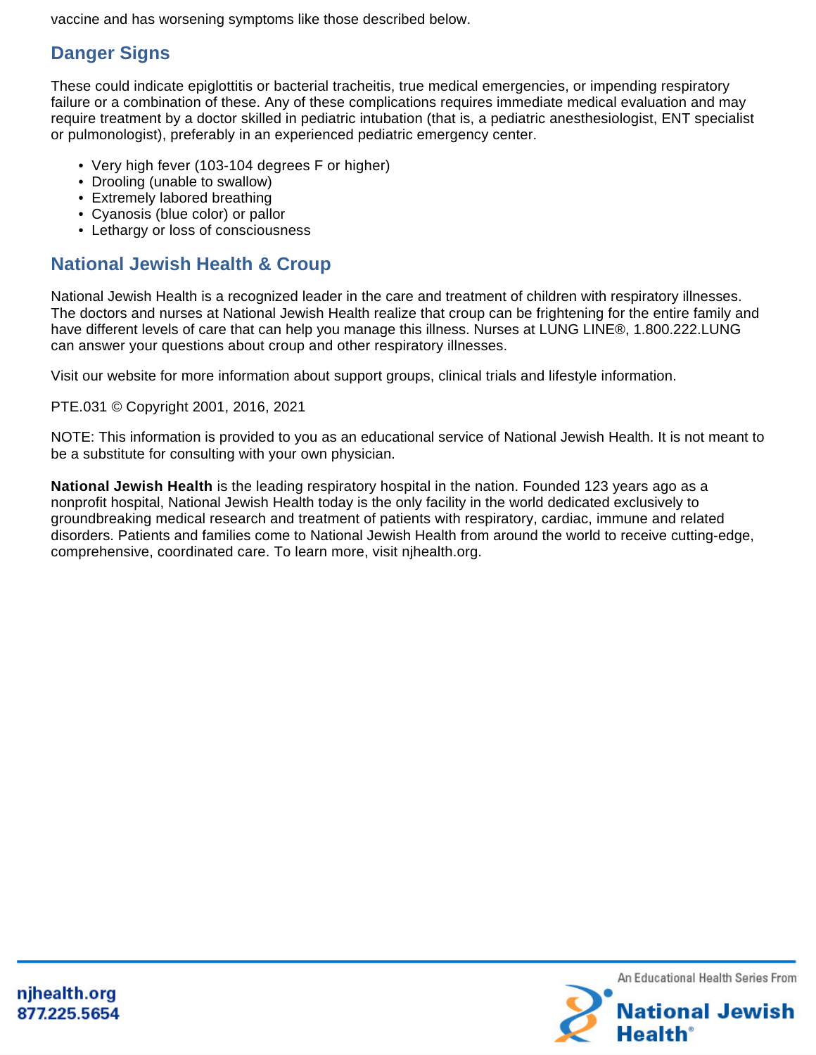vaccine and has worsening symptoms like those described below.

## Danger Signs

These could indicate epiglottitis or bacterial tracheitis, true medical emergencies, or impending respiratory failure or a combination of these. Any of these complications requires immediate medical evaluation and may require treatment by a doctor skilled in pediatric intubation (that is, a pediatric anesthesiologist, ENT specialist or pulmonologist), preferably in an experienced pediatric emergency center.

- Very high fever (103-104 degrees F or higher)
- Drooling (unable to swallow)
- Extremely labored breathing
- Cyanosis (blue color) or pallor
- Lethargy or loss of consciousness

## National Jewish Health & Croup

National Jewish Health is a recognized leader in the care and treatment of children with respiratory illnesses. The doctors and nurses at National Jewish Health realize that croup can be frightening for the entire family and have different levels of care that can help you manage this illness. Nurses at LUNG LINE®, 1.800.222.LUNG can answer your questions about croup and other respiratory illnesses.

Visit our website for more information about support groups, clinical trials and lifestyle information.

PTE.031 © Copyright 2001, 2016, 2021

NOTE: This information is provided to you as an educational service of National Jewish Health. It is not meant to be a substitute for consulting with your own physician.

**National Jewish Health** is the leading respiratory hospital in the nation. Founded 123 years ago as a nonprofit hospital, National Jewish Health today is the only facility in the world dedicated exclusively to groundbreaking medical research and treatment of patients with respiratory, cardiac, immune and related disorders. Patients and families come to National Jewish Health from around the world to receive cutting-edge, comprehensive, coordinated care. To learn more, visit njhealth.org.